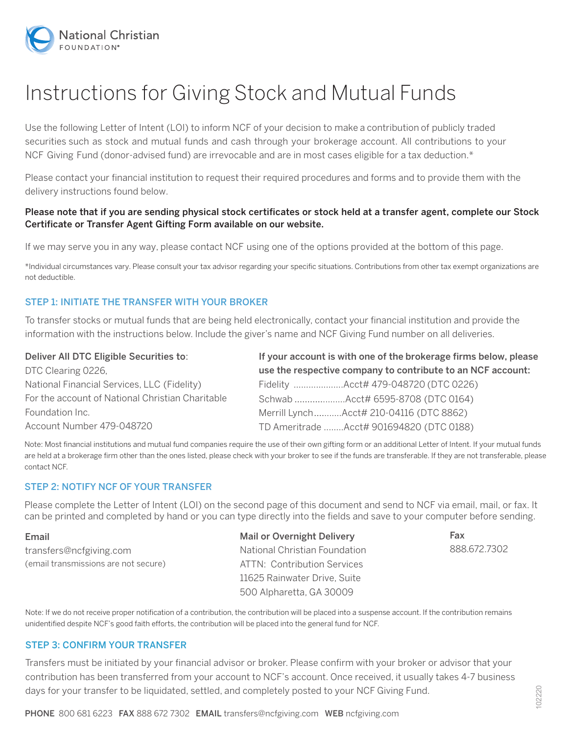National Christian FOUNDATION®

# Instructions for Giving Stock and Mutual Funds

Use the following Letter of Intent (LOI) to inform NCF of your decision to make a contribution of publicly traded securities such as stock and mutual funds and cash through your brokerage account. All contributions to your NCF Giving Fund (donor-advised fund) are irrevocable and are in most cases eligible for a tax deduction.*

Please contact your financial institution to request their required procedures and forms and to provide them with the delivery instructions found below.

**Please note that if you are sending physical stock certificates or stock held at a transfer agent, complete our Stock Certificate or Transfer Agent Gifting Form available on our website.**

If we may serve you in any way, please contact NCF using one of the options provided at the bottom of this page.

*Individual circumstances vary. Please consult your tax advisor regarding your specific situations. Contributions from other tax exempt organizations are not deductible.

## STEP 1: INITIATE THE TRANSFER WITH YOUR BROKER

To transfer stocks or mutual funds that are being held electronically, contact your financial institution and provide the information with the instructions below. Include the giver's name and NCF Giving Fund number on all deliveries.

**Deliver All DTC Eligible Securities to**:
DTC Clearing 0226,
National Financial Services, LLC (Fidelity)
For the account of National Christian Charitable Foundation Inc.
Account Number 479-048720

**If your account is with one of the brokerage firms below, please use the respective company to contribute to an NCF account:**

Fidelity ....................Acct# 479-048720 (DTC 0226)
Schwab ....................Acct# 6595-8708 (DTC 0164)
Merrill Lynch...........Acct# 210-04116 (DTC 8862)
TD Ameritrade ........Acct# 901694820 (DTC 0188)

Note: Most financial institutions and mutual fund companies require the use of their own gifting form or an additional Letter of Intent. If your mutual funds are held at a brokerage firm other than the ones listed, please check with your broker to see if the funds are transferable. If they are not transferable, please contact NCF.

## STEP 2: NOTIFY NCF OF YOUR TRANSFER

Please complete the Letter of Intent (LOI) on the second page of this document and send to NCF via email, mail, or fax. It can be printed and completed by hand or you can type directly into the fields and save to your computer before sending.

**Email**
transfers@ncfgiving.com
(email transmissions are not secure)

**Mail or Overnight Delivery**
National Christian Foundation
ATTN: Contribution Services
11625 Rainwater Drive, Suite 500 Alpharetta, GA 30009

**Fax**
888.672.7302

Note: If we do not receive proper notification of a contribution, the contribution will be placed into a suspense account. If the contribution remains unidentified despite NCF's good faith efforts, the contribution will be placed into the general fund for NCF.

## STEP 3: CONFIRM YOUR TRANSFER

Transfers must be initiated by your financial advisor or broker. Please confirm with your broker or advisor that your contribution has been transferred from your account to NCF's account. Once received, it usually takes 4-7 business days for your transfer to be liquidated, settled, and completely posted to your NCF Giving Fund.

**PHONE** 800 681 6223 **FAX** 888 672 7302 **EMAIL** transfers@ncfgiving.com **WEB** ncfgiving.com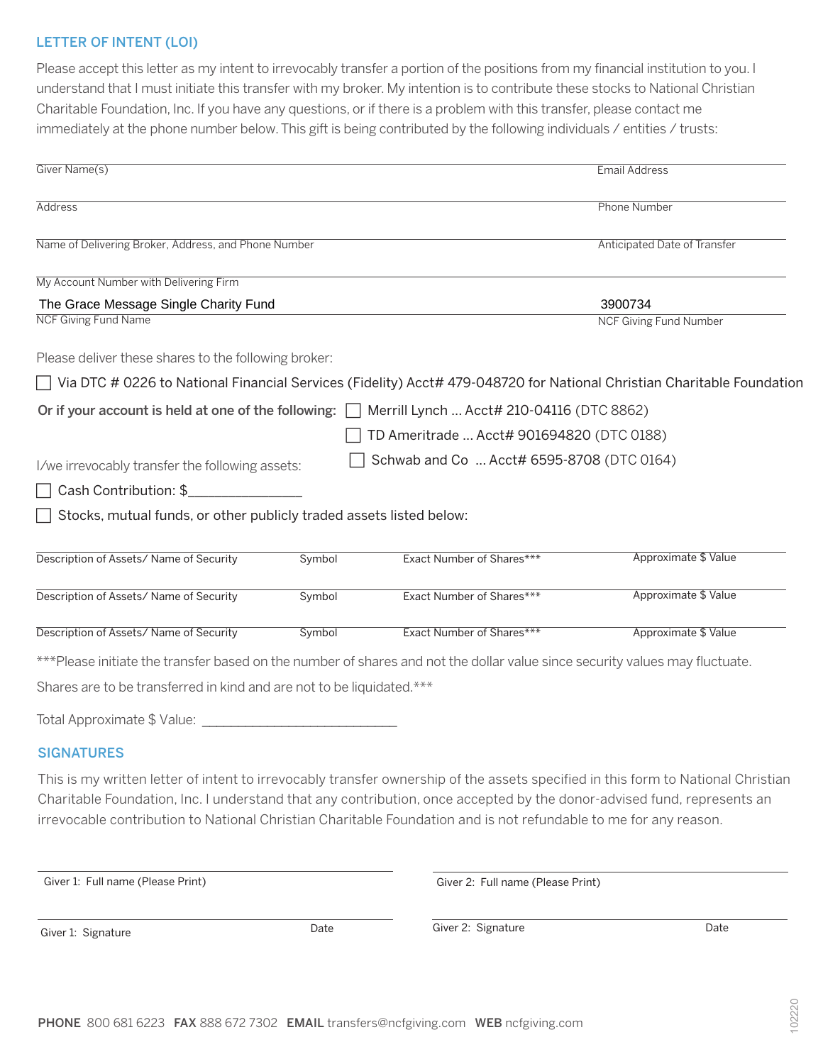## LETTER OF INTENT (LOI)

Please accept this letter as my intent to irrevocably transfer a portion of the positions from my financial institution to you. I understand that I must initiate this transfer with my broker. My intention is to contribute these stocks to National Christian Charitable Foundation, Inc. If you have any questions, or if there is a problem with this transfer, please contact me immediately at the phone number below. This gift is being contributed by the following individuals / entities / trusts:

| | |
|---|---|
| Giver Name(s): | Email Address: |
| Address: | Phone Number: |
| Name of Delivering Broker, Address, and Phone Number: | Anticipated Date of Transfer: |
| My Account Number with Delivering Firm: | |
| NCF Giving Fund Name: The Grace Message Single Charity Fund | NCF Giving Fund Number: 3900734 |

Please deliver these shares to the following broker:

☐ Via DTC # 0226 to National Financial Services (Fidelity) Acct# 479-048720 for National Christian Charitable Foundation

**Or if your account is held at one of the following:**

☐ Merrill Lynch ... Acct# 210-04116 (DTC 8862)

☐ TD Ameritrade ... Acct# 901694820 (DTC 0188)

☐ Schwab and Co ... Acct# 6595-8708 (DTC 0164)

I/we irrevocably transfer the following assets:

☐ Cash Contribution: $_______________

☐ Stocks, mutual funds, or other publicly traded assets listed below:

| Description of Assets/ Name of Security | Symbol | Exact Number of Shares*** | Approximate $ Value |
|---|---|---|---|
| | | | |
| | | | |
| | | | |

***Please initiate the transfer based on the number of shares and not the dollar value since security values may fluctuate. Shares are to be transferred in kind and are not to be liquidated.***

Total Approximate $ Value: ___________________________

## SIGNATURES

This is my written letter of intent to irrevocably transfer ownership of the assets specified in this form to National Christian Charitable Foundation, Inc. I understand that any contribution, once accepted by the donor-advised fund, represents an irrevocable contribution to National Christian Charitable Foundation and is not refundable to me for any reason.

| | |
|---|---|
| Giver 1: Full name (Please Print): | Giver 2: Full name (Please Print): |
| Giver 1: Signature / Date: | Giver 2: Signature / Date: |

**PHONE** 800 681 6223 **FAX** 888 672 7302 **EMAIL** transfers@ncfgiving.com **WEB** ncfgiving.com

102220